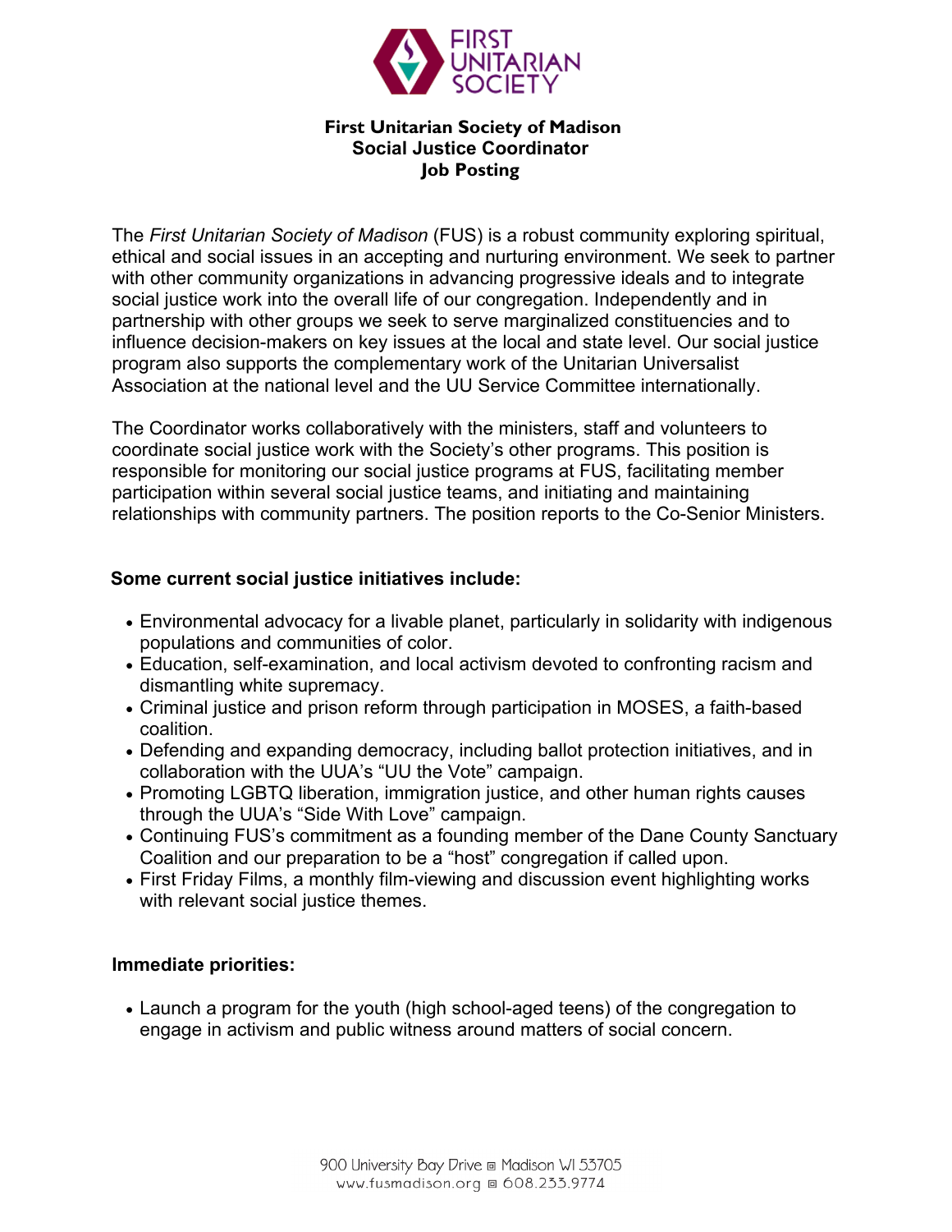FIRST UNITARIAN SOCIETY

# First Unitarian Society of Madison
## Social Justice Coordinator
## Job Posting

The *First Unitarian Society of Madison* (FUS) is a robust community exploring spiritual, ethical and social issues in an accepting and nurturing environment. We seek to partner with other community organizations in advancing progressive ideals and to integrate social justice work into the overall life of our congregation. Independently and in partnership with other groups we seek to serve marginalized constituencies and to influence decision-makers on key issues at the local and state level. Our social justice program also supports the complementary work of the Unitarian Universalist Association at the national level and the UU Service Committee internationally.

The Coordinator works collaboratively with the ministers, staff and volunteers to coordinate social justice work with the Society's other programs. This position is responsible for monitoring our social justice programs at FUS, facilitating member participation within several social justice teams, and initiating and maintaining relationships with community partners. The position reports to the Co-Senior Ministers.

**Some current social justice initiatives include:**

- Environmental advocacy for a livable planet, particularly in solidarity with indigenous populations and communities of color.
- Education, self-examination, and local activism devoted to confronting racism and dismantling white supremacy.
- Criminal justice and prison reform through participation in MOSES, a faith-based coalition.
- Defending and expanding democracy, including ballot protection initiatives, and in collaboration with the UUA's "UU the Vote" campaign.
- Promoting LGBTQ liberation, immigration justice, and other human rights causes through the UUA's "Side With Love" campaign.
- Continuing FUS's commitment as a founding member of the Dane County Sanctuary Coalition and our preparation to be a "host" congregation if called upon.
- First Friday Films, a monthly film-viewing and discussion event highlighting works with relevant social justice themes.

**Immediate priorities:**

- Launch a program for the youth (high school-aged teens) of the congregation to engage in activism and public witness around matters of social concern.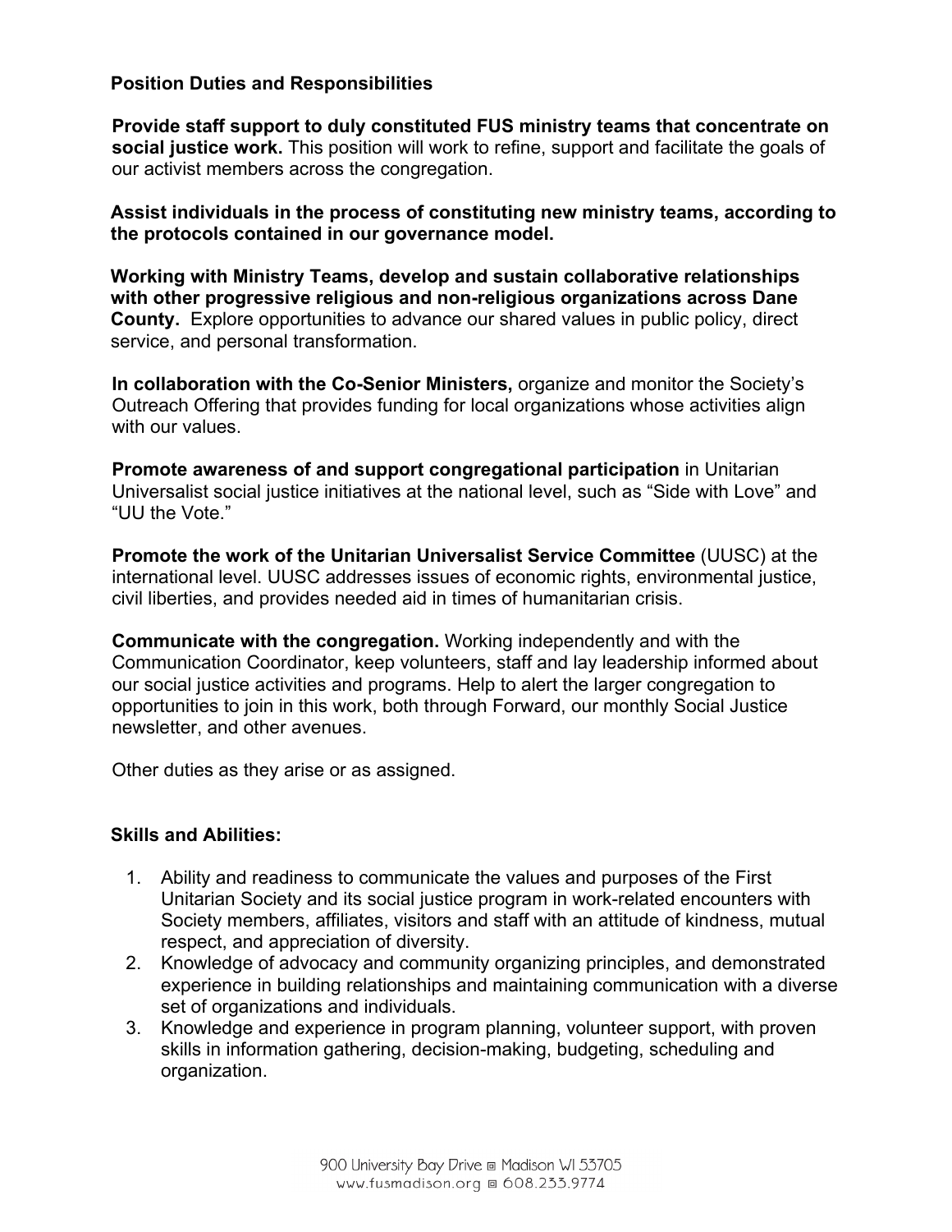## Position Duties and Responsibilities

**Provide staff support to duly constituted FUS ministry teams that concentrate on social justice work.** This position will work to refine, support and facilitate the goals of our activist members across the congregation.

**Assist individuals in the process of constituting new ministry teams, according to the protocols contained in our governance model.**

**Working with Ministry Teams, develop and sustain collaborative relationships with other progressive religious and non-religious organizations across Dane County.** Explore opportunities to advance our shared values in public policy, direct service, and personal transformation.

**In collaboration with the Co-Senior Ministers,** organize and monitor the Society's Outreach Offering that provides funding for local organizations whose activities align with our values.

**Promote awareness of and support congregational participation** in Unitarian Universalist social justice initiatives at the national level, such as "Side with Love" and "UU the Vote."

**Promote the work of the Unitarian Universalist Service Committee** (UUSC) at the international level. UUSC addresses issues of economic rights, environmental justice, civil liberties, and provides needed aid in times of humanitarian crisis.

**Communicate with the congregation.** Working independently and with the Communication Coordinator, keep volunteers, staff and lay leadership informed about our social justice activities and programs. Help to alert the larger congregation to opportunities to join in this work, both through Forward, our monthly Social Justice newsletter, and other avenues.

Other duties as they arise or as assigned.

## Skills and Abilities:

1. Ability and readiness to communicate the values and purposes of the First Unitarian Society and its social justice program in work-related encounters with Society members, affiliates, visitors and staff with an attitude of kindness, mutual respect, and appreciation of diversity.
2. Knowledge of advocacy and community organizing principles, and demonstrated experience in building relationships and maintaining communication with a diverse set of organizations and individuals.
3. Knowledge and experience in program planning, volunteer support, with proven skills in information gathering, decision-making, budgeting, scheduling and organization.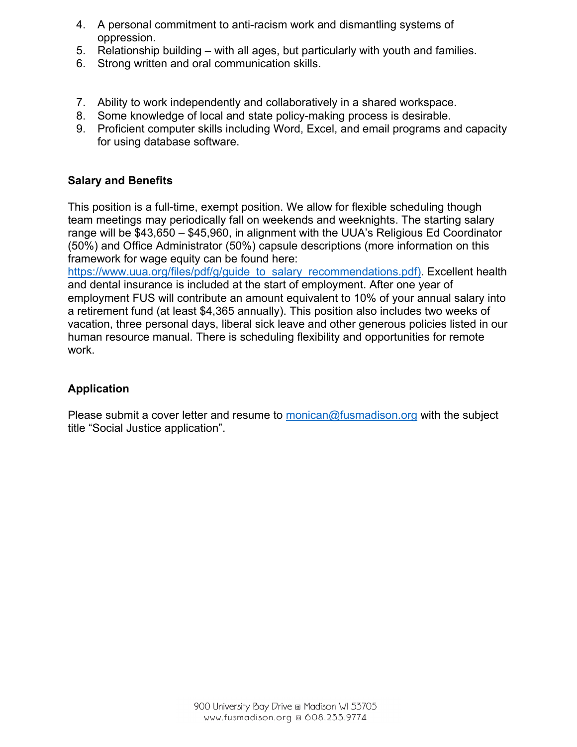4. A personal commitment to anti-racism work and dismantling systems of oppression.
5. Relationship building – with all ages, but particularly with youth and families.
6. Strong written and oral communication skills.
7. Ability to work independently and collaboratively in a shared workspace.
8. Some knowledge of local and state policy-making process is desirable.
9. Proficient computer skills including Word, Excel, and email programs and capacity for using database software.

**Salary and Benefits**

This position is a full-time, exempt position. We allow for flexible scheduling though team meetings may periodically fall on weekends and weeknights. The starting salary range will be $43,650 – $45,960, in alignment with the UUA's Religious Ed Coordinator (50%) and Office Administrator (50%) capsule descriptions (more information on this framework for wage equity can be found here: https://www.uua.org/files/pdf/g/guide_to_salary_recommendations.pdf). Excellent health and dental insurance is included at the start of employment. After one year of employment FUS will contribute an amount equivalent to 10% of your annual salary into a retirement fund (at least $4,365 annually). This position also includes two weeks of vacation, three personal days, liberal sick leave and other generous policies listed in our human resource manual. There is scheduling flexibility and opportunities for remote work.

**Application**

Please submit a cover letter and resume to monican@fusmadison.org with the subject title "Social Justice application".